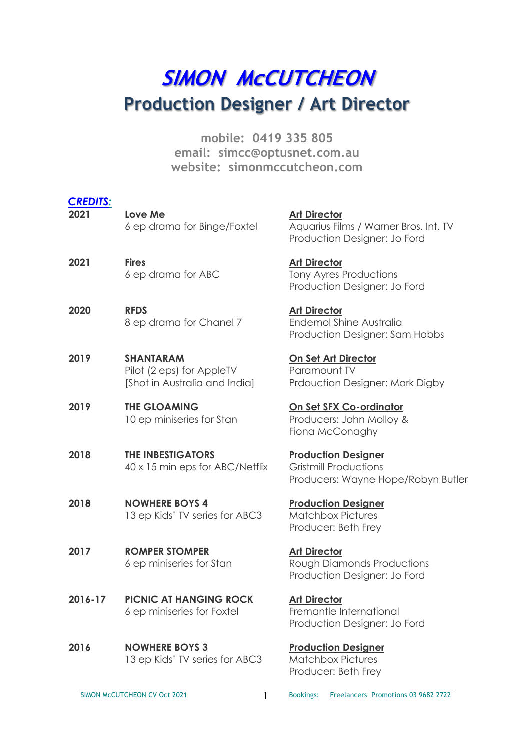# SIMON McCUTCHEON

## Production Designer / Art Director

mobile: 0419 335 805
email: simcc@optusnet.com.au
website: simonmccutcheon.com

***CREDITS:***

| | | |
|---|---|---|
| **2021** | **Love Me**<br>6 ep drama for Binge/Foxtel | **Art Director**<br>Aquarius Films / Warner Bros. Int. TV<br>Production Designer: Jo Ford |
| **2021** | **Fires**<br>6 ep drama for ABC | **Art Director**<br>Tony Ayres Productions<br>Production Designer: Jo Ford |
| **2020** | **RFDS**<br>8 ep drama for Chanel 7 | **Art Director**<br>Endemol Shine Australia<br>Production Designer: Sam Hobbs |
| **2019** | **SHANTARAM**<br>Pilot (2 eps) for AppleTV<br>[Shot in Australia and India] | **On Set Art Director**<br>Paramount TV<br>Prdouction Designer: Mark Digby |
| **2019** | **THE GLOAMING**<br>10 ep miniseries for Stan | **On Set SFX Co-ordinator**<br>Producers: John Molloy & Fiona McConaghy |
| **2018** | **THE INBESTIGATORS**<br>40 x 15 min eps for ABC/Netflix | **Production Designer**<br>Gristmill Productions<br>Producers: Wayne Hope/Robyn Butler |
| **2018** | **NOWHERE BOYS 4**<br>13 ep Kids' TV series for ABC3 | **Production Designer**<br>Matchbox Pictures<br>Producer: Beth Frey |
| **2017** | **ROMPER STOMPER**<br>6 ep miniseries for Stan | **Art Director**<br>Rough Diamonds Productions<br>Production Designer: Jo Ford |
| **2016-17** | **PICNIC AT HANGING ROCK**<br>6 ep miniseries for Foxtel | **Art Director**<br>Fremantle International<br>Production Designer: Jo Ford |
| **2016** | **NOWHERE BOYS 3**<br>13 ep Kids' TV series for ABC3 | **Production Designer**<br>Matchbox Pictures<br>Producer: Beth Frey |

SIMON McCUTCHEON CV Oct 2021 — Bookings: Freelancers Promotions 03 9682 2722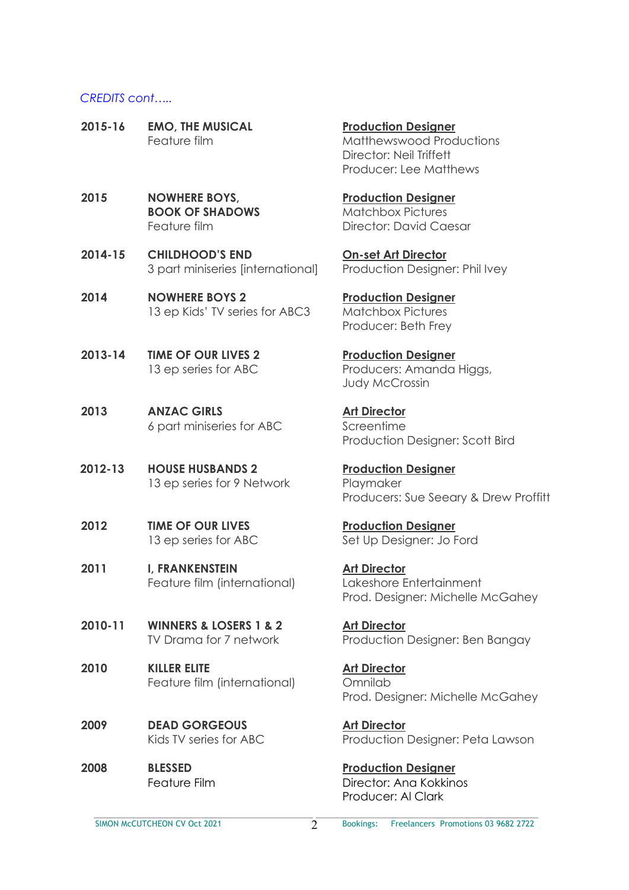*CREDITS cont…..*

| | | |
|---|---|---|
| **2015-16** | **EMO, THE MUSICAL**<br>Feature film | **Production Designer**<br>Matthewswood Productions<br>Director: Neil Triffett<br>Producer: Lee Matthews |
| **2015** | **NOWHERE BOYS, BOOK OF SHADOWS**<br>Feature film | **Production Designer**<br>Matchbox Pictures<br>Director: David Caesar |
| **2014-15** | **CHILDHOOD'S END**<br>3 part miniseries [international] | **On-set Art Director**<br>Production Designer: Phil Ivey |
| **2014** | **NOWHERE BOYS 2**<br>13 ep Kids' TV series for ABC3 | **Production Designer**<br>Matchbox Pictures<br>Producer: Beth Frey |
| **2013-14** | **TIME OF OUR LIVES 2**<br>13 ep series for ABC | **Production Designer**<br>Producers: Amanda Higgs, Judy McCrossin |
| **2013** | **ANZAC GIRLS**<br>6 part miniseries for ABC | **Art Director**<br>Screentime<br>Production Designer: Scott Bird |
| **2012-13** | **HOUSE HUSBANDS 2**<br>13 ep series for 9 Network | **Production Designer**<br>Playmaker<br>Producers: Sue Seeary & Drew Proffitt |
| **2012** | **TIME OF OUR LIVES**<br>13 ep series for ABC | **Production Designer**<br>Set Up Designer: Jo Ford |
| **2011** | **I, FRANKENSTEIN**<br>Feature film (international) | **Art Director**<br>Lakeshore Entertainment<br>Prod. Designer: Michelle McGahey |
| **2010-11** | **WINNERS & LOSERS 1 & 2**<br>TV Drama for 7 network | **Art Director**<br>Production Designer: Ben Bangay |
| **2010** | **KILLER ELITE**<br>Feature film (international) | **Art Director**<br>Omnilab<br>Prod. Designer: Michelle McGahey |
| **2009** | **DEAD GORGEOUS**<br>Kids TV series for ABC | **Art Director**<br>Production Designer: Peta Lawson |
| **2008** | **BLESSED**<br>Feature Film | **Production Designer**<br>Director: Ana Kokkinos<br>Producer: Al Clark |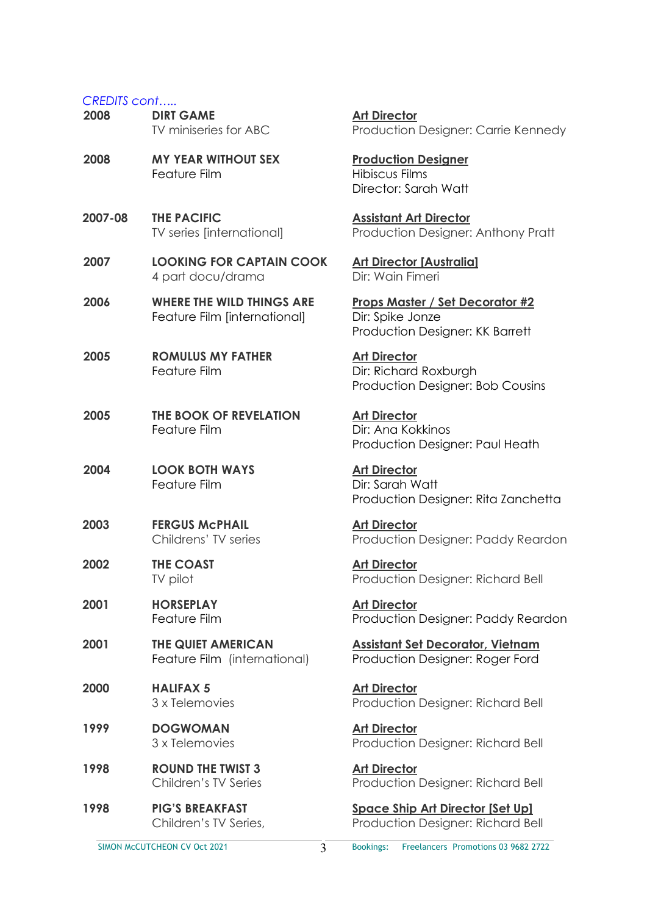*CREDITS cont…..*

| | | |
|---|---|---|
| **2008** | **DIRT GAME**<br>TV miniseries for ABC | **Art Director**<br>Production Designer: Carrie Kennedy |
| **2008** | **MY YEAR WITHOUT SEX**<br>Feature Film | **Production Designer**<br>Hibiscus Films<br>Director: Sarah Watt |
| **2007-08** | **THE PACIFIC**<br>TV series [international] | **Assistant Art Director**<br>Production Designer: Anthony Pratt |
| **2007** | **LOOKING FOR CAPTAIN COOK**<br>4 part docu/drama | **Art Director [Australia]**<br>Dir: Wain Fimeri |
| **2006** | **WHERE THE WILD THINGS ARE**<br>Feature Film [international] | **Props Master / Set Decorator #2**<br>Dir: Spike Jonze<br>Production Designer: KK Barrett |
| **2005** | **ROMULUS MY FATHER**<br>Feature Film | **Art Director**<br>Dir: Richard Roxburgh<br>Production Designer: Bob Cousins |
| **2005** | **THE BOOK OF REVELATION**<br>Feature Film | **Art Director**<br>Dir: Ana Kokkinos<br>Production Designer: Paul Heath |
| **2004** | **LOOK BOTH WAYS**<br>Feature Film | **Art Director**<br>Dir: Sarah Watt<br>Production Designer: Rita Zanchetta |
| **2003** | **FERGUS McPHAIL**<br>Childrens' TV series | **Art Director**<br>Production Designer: Paddy Reardon |
| **2002** | **THE COAST**<br>TV pilot | **Art Director**<br>Production Designer: Richard Bell |
| **2001** | **HORSEPLAY**<br>Feature Film | **Art Director**<br>Production Designer: Paddy Reardon |
| **2001** | **THE QUIET AMERICAN**<br>Feature Film (international) | **Assistant Set Decorator, Vietnam**<br>Production Designer: Roger Ford |
| **2000** | **HALIFAX 5**<br>3 x Telemovies | **Art Director**<br>Production Designer: Richard Bell |
| **1999** | **DOGWOMAN**<br>3 x Telemovies | **Art Director**<br>Production Designer: Richard Bell |
| **1998** | **ROUND THE TWIST 3**<br>Children's TV Series | **Art Director**<br>Production Designer: Richard Bell |
| **1998** | **PIG'S BREAKFAST**<br>Children's TV Series, | **Space Ship Art Director [Set Up]**<br>Production Designer: Richard Bell |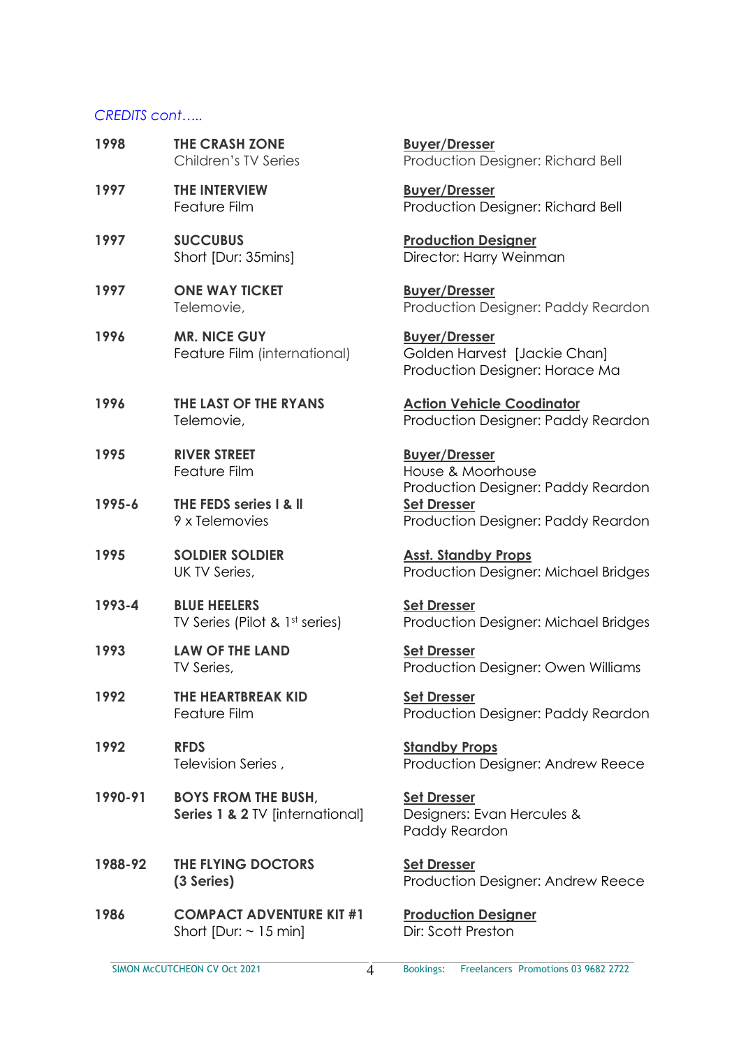*CREDITS cont…..*

| Year | Production | Role / Details |
|---|---|---|
| **1998** | **THE CRASH ZONE**<br>Children's TV Series | **Buyer/Dresser**<br>Production Designer: Richard Bell |
| **1997** | **THE INTERVIEW**<br>Feature Film | **Buyer/Dresser**<br>Production Designer: Richard Bell |
| **1997** | **SUCCUBUS**<br>Short [Dur: 35mins] | **Production Designer**<br>Director: Harry Weinman |
| **1997** | **ONE WAY TICKET**<br>Telemovie, | **Buyer/Dresser**<br>Production Designer: Paddy Reardon |
| **1996** | **MR. NICE GUY**<br>Feature Film (international) | **Buyer/Dresser**<br>Golden Harvest [Jackie Chan]<br>Production Designer: Horace Ma |
| **1996** | **THE LAST OF THE RYANS**<br>Telemovie, | **Action Vehicle Coodinator**<br>Production Designer: Paddy Reardon |
| **1995** | **RIVER STREET**<br>Feature Film | **Buyer/Dresser**<br>House & Moorhouse<br>Production Designer: Paddy Reardon |
| **1995-6** | **THE FEDS series I & II**<br>9 x Telemovies | **Set Dresser**<br>Production Designer: Paddy Reardon |
| **1995** | **SOLDIER SOLDIER**<br>UK TV Series, | **Asst. Standby Props**<br>Production Designer: Michael Bridges |
| **1993-4** | **BLUE HEELERS**<br>TV Series (Pilot & 1st series) | **Set Dresser**<br>Production Designer: Michael Bridges |
| **1993** | **LAW OF THE LAND**<br>TV Series, | **Set Dresser**<br>Production Designer: Owen Williams |
| **1992** | **THE HEARTBREAK KID**<br>Feature Film | **Set Dresser**<br>Production Designer: Paddy Reardon |
| **1992** | **RFDS**<br>Television Series , | **Standby Props**<br>Production Designer: Andrew Reece |
| **1990-91** | **BOYS FROM THE BUSH,**<br>**Series 1 & 2** TV [international] | **Set Dresser**<br>Designers: Evan Hercules & Paddy Reardon |
| **1988-92** | **THE FLYING DOCTORS**<br>**(3 Series)** | **Set Dresser**<br>Production Designer: Andrew Reece |
| **1986** | **COMPACT ADVENTURE KIT #1**<br>Short [Dur: ~ 15 min] | **Production Designer**<br>Dir: Scott Preston |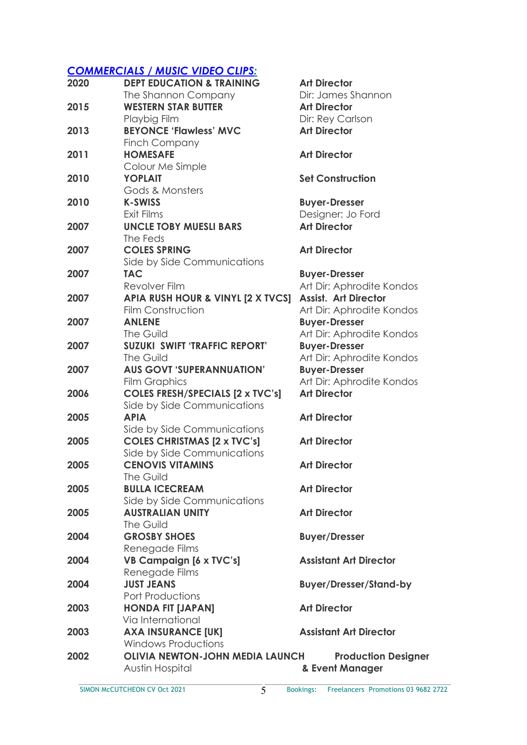***[COMMENCIALS / MUSIC VIDEO CLIPS:](#)***

| | | |
|---|---|---|
| **2020** | **DEPT EDUCATION & TRAINING**<br>The Shannon Company | **Art Director**<br>Dir: James Shannon |
| **2015** | **WESTERN STAR BUTTER**<br>Playbig Film | **Art Director**<br>Dir: Rey Carlson |
| **2013** | **BEYONCE 'Flawless' MVC**<br>Finch Company | **Art Director** |
| **2011** | **HOMESAFE**<br>Colour Me Simple | **Art Director** |
| **2010** | **YOPLAIT**<br>Gods & Monsters | **Set Construction** |
| **2010** | **K-SWISS**<br>Exit Films | **Buyer-Dresser**<br>Designer: Jo Ford |
| **2007** | **UNCLE TOBY MUESLI BARS**<br>The Feds | **Art Director** |
| **2007** | **COLES SPRING**<br>Side by Side Communications | **Art Director** |
| **2007** | **TAC**<br>Revolver Film | **Buyer-Dresser**<br>Art Dir: Aphrodite Kondos |
| **2007** | **APIA RUSH HOUR & VINYL [2 X TVCS]**<br>Film Construction | **Assist. Art Director**<br>Art Dir: Aphrodite Kondos |
| **2007** | **ANLENE**<br>The Guild | **Buyer-Dresser**<br>Art Dir: Aphrodite Kondos |
| **2007** | **SUZUKI SWIFT 'TRAFFIC REPORT'**<br>The Guild | **Buyer-Dresser**<br>Art Dir: Aphrodite Kondos |
| **2007** | **AUS GOVT 'SUPERANNUATION'**<br>Film Graphics | **Buyer-Dresser**<br>Art Dir: Aphrodite Kondos |
| **2006** | **COLES FRESH/SPECIALS [2 x TVC's]**<br>Side by Side Communications | **Art Director** |
| **2005** | **APIA**<br>Side by Side Communications | **Art Director** |
| **2005** | **COLES CHRISTMAS [2 x TVC's]**<br>Side by Side Communications | **Art Director** |
| **2005** | **CENOVIS VITAMINS**<br>The Guild | **Art Director** |
| **2005** | **BULLA ICECREAM**<br>Side by Side Communications | **Art Director** |
| **2005** | **AUSTRALIAN UNITY**<br>The Guild | **Art Director** |
| **2004** | **GROSBY SHOES**<br>Renegade Films | **Buyer/Dresser** |
| **2004** | **VB Campaign [6 x TVC's]**<br>Renegade Films | **Assistant Art Director** |
| **2004** | **JUST JEANS**<br>Port Productions | **Buyer/Dresser/Stand-by** |
| **2003** | **HONDA FIT [JAPAN]**<br>Via International | **Art Director** |
| **2003** | **AXA INSURANCE [UK]**<br>Windows Productions | **Assistant Art Director** |
| **2002** | **OLIVIA NEWTON-JOHN MEDIA LAUNCH**<br>Austin Hospital | **Production Designer & Event Manager** |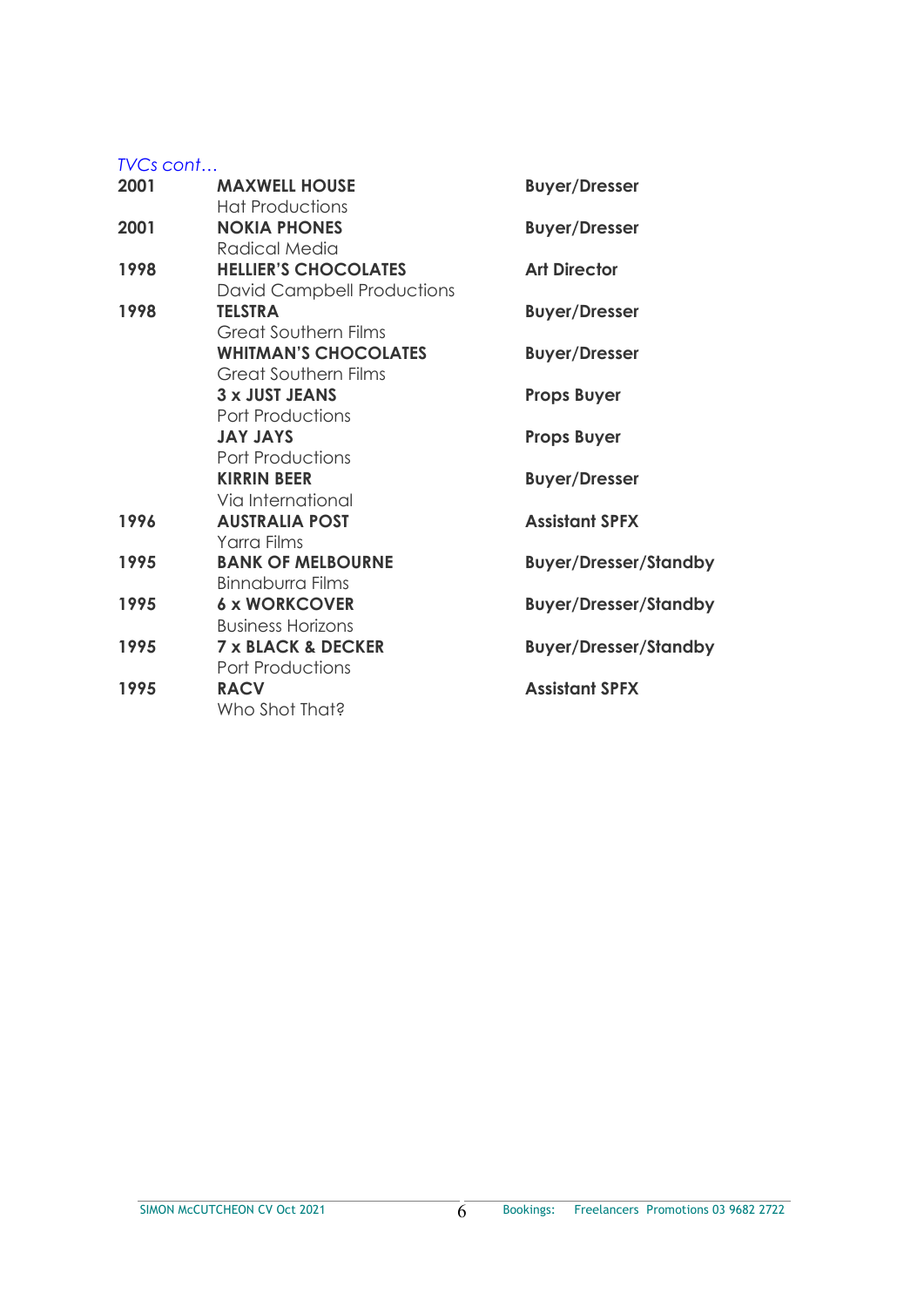*TVCs cont…*

| | | |
|---|---|---|
| **2001** | **MAXWELL HOUSE**<br>Hat Productions | **Buyer/Dresser** |
| **2001** | **NOKIA PHONES**<br>Radical Media | **Buyer/Dresser** |
| **1998** | **HELLIER'S CHOCOLATES**<br>David Campbell Productions | **Art Director** |
| **1998** | **TELSTRA**<br>Great Southern Films | **Buyer/Dresser** |
| | **WHITMAN'S CHOCOLATES**<br>Great Southern Films | **Buyer/Dresser** |
| | **3 x JUST JEANS**<br>Port Productions | **Props Buyer** |
| | **JAY JAYS**<br>Port Productions | **Props Buyer** |
| | **KIRRIN BEER**<br>Via International | **Buyer/Dresser** |
| **1996** | **AUSTRALIA POST**<br>Yarra Films | **Assistant SPFX** |
| **1995** | **BANK OF MELBOURNE**<br>Binnaburra Films | **Buyer/Dresser/Standby** |
| **1995** | **6 x WORKCOVER**<br>Business Horizons | **Buyer/Dresser/Standby** |
| **1995** | **7 x BLACK & DECKER**<br>Port Productions | **Buyer/Dresser/Standby** |
| **1995** | **RACV**<br>Who Shot That? | **Assistant SPFX** |